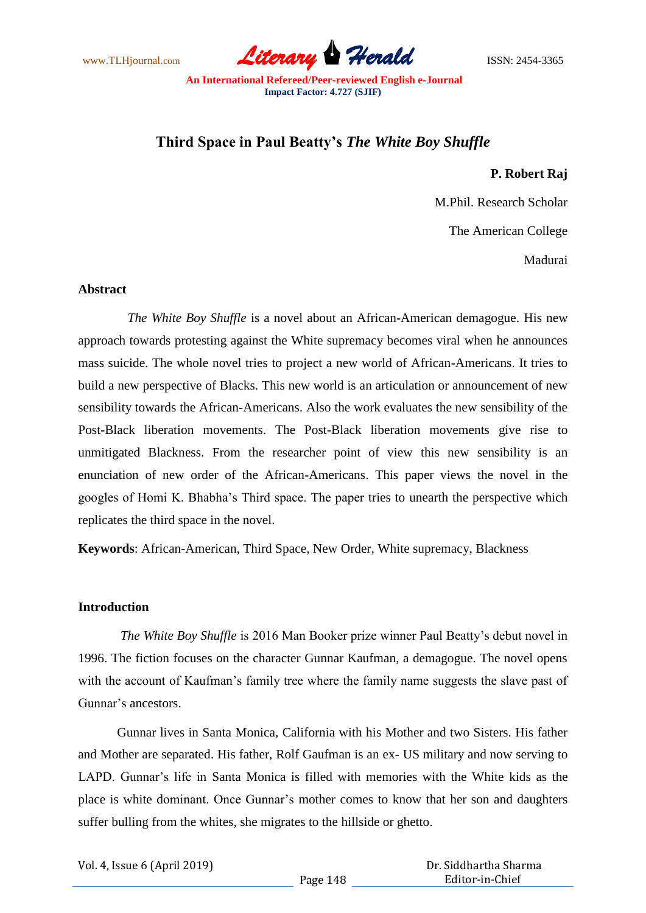# Third Space in Paul Beatty's *The White Boy Shuffle*

**P. Robert Raj**

M.Phil. Research Scholar

The American College

Madurai

## Abstract

*The White Boy Shuffle* is a novel about an African-American demagogue. His new approach towards protesting against the White supremacy becomes viral when he announces mass suicide. The whole novel tries to project a new world of African-Americans. It tries to build a new perspective of Blacks. This new world is an articulation or announcement of new sensibility towards the African-Americans. Also the work evaluates the new sensibility of the Post-Black liberation movements. The Post-Black liberation movements give rise to unmitigated Blackness. From the researcher point of view this new sensibility is an enunciation of new order of the African-Americans. This paper views the novel in the googles of Homi K. Bhabha's Third space. The paper tries to unearth the perspective which replicates the third space in the novel.

**Keywords**: African-American, Third Space, New Order, White supremacy, Blackness

## Introduction

*The White Boy Shuffle* is 2016 Man Booker prize winner Paul Beatty's debut novel in 1996. The fiction focuses on the character Gunnar Kaufman, a demagogue. The novel opens with the account of Kaufman's family tree where the family name suggests the slave past of Gunnar's ancestors.

Gunnar lives in Santa Monica, California with his Mother and two Sisters. His father and Mother are separated. His father, Rolf Gaufman is an ex- US military and now serving to LAPD. Gunnar's life in Santa Monica is filled with memories with the White kids as the place is white dominant. Once Gunnar's mother comes to know that her son and daughters suffer bulling from the whites, she migrates to the hillside or ghetto.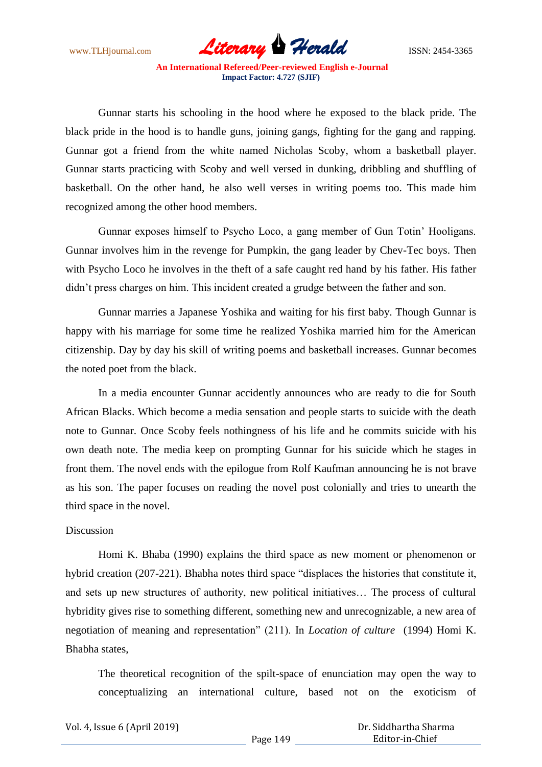Gunnar starts his schooling in the hood where he exposed to the black pride. The black pride in the hood is to handle guns, joining gangs, fighting for the gang and rapping. Gunnar got a friend from the white named Nicholas Scoby, whom a basketball player. Gunnar starts practicing with Scoby and well versed in dunking, dribbling and shuffling of basketball. On the other hand, he also well verses in writing poems too. This made him recognized among the other hood members.

Gunnar exposes himself to Psycho Loco, a gang member of Gun Totin' Hooligans. Gunnar involves him in the revenge for Pumpkin, the gang leader by Chev-Tec boys. Then with Psycho Loco he involves in the theft of a safe caught red hand by his father. His father didn't press charges on him. This incident created a grudge between the father and son.

Gunnar marries a Japanese Yoshika and waiting for his first baby. Though Gunnar is happy with his marriage for some time he realized Yoshika married him for the American citizenship. Day by day his skill of writing poems and basketball increases. Gunnar becomes the noted poet from the black.

In a media encounter Gunnar accidently announces who are ready to die for South African Blacks. Which become a media sensation and people starts to suicide with the death note to Gunnar. Once Scoby feels nothingness of his life and he commits suicide with his own death note. The media keep on prompting Gunnar for his suicide which he stages in front them. The novel ends with the epilogue from Rolf Kaufman announcing he is not brave as his son. The paper focuses on reading the novel post colonially and tries to unearth the third space in the novel.

## Discussion

Homi K. Bhaba (1990) explains the third space as new moment or phenomenon or hybrid creation (207-221). Bhabha notes third space "displaces the histories that constitute it, and sets up new structures of authority, new political initiatives… The process of cultural hybridity gives rise to something different, something new and unrecognizable, a new area of negotiation of meaning and representation" (211). In *Location of culture* (1994) Homi K. Bhabha states,

> The theoretical recognition of the spilt-space of enunciation may open the way to conceptualizing an international culture, based not on the exoticism of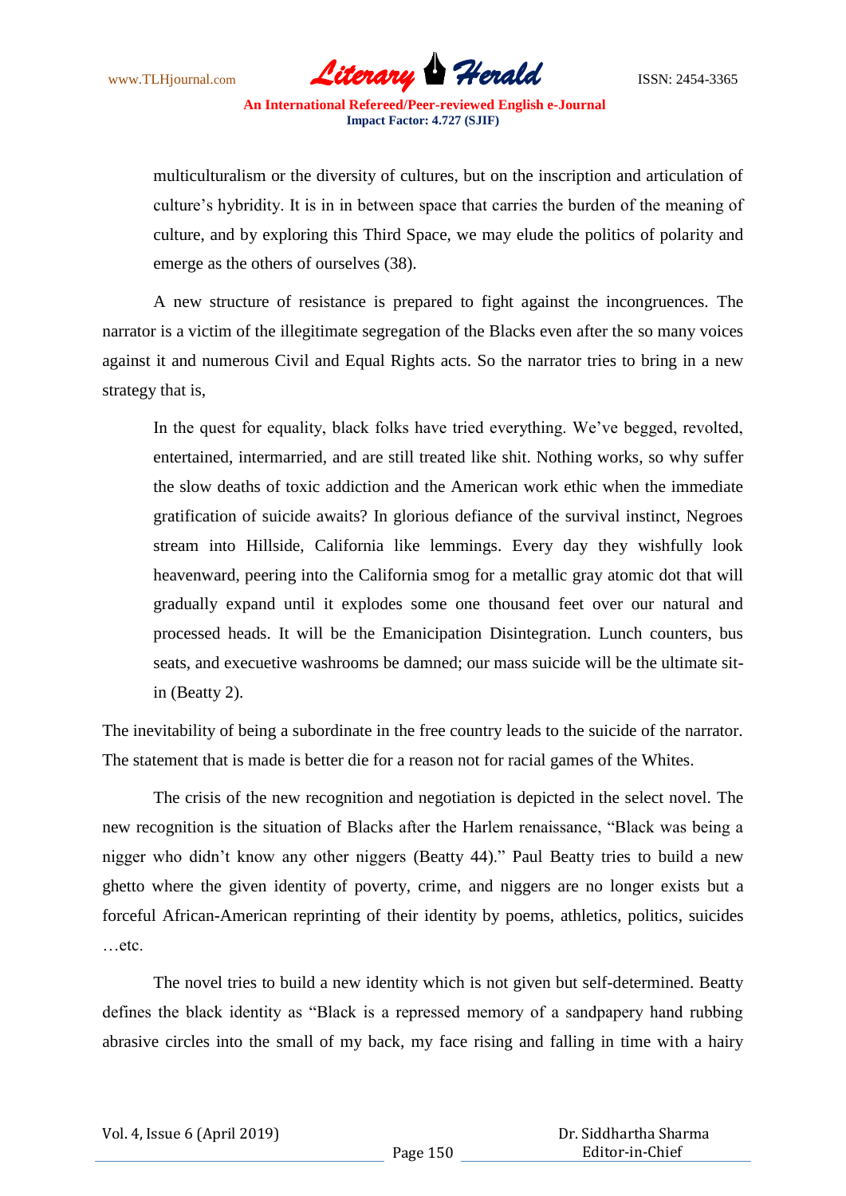> multiculturalism or the diversity of cultures, but on the inscription and articulation of culture's hybridity. It is in in between space that carries the burden of the meaning of culture, and by exploring this Third Space, we may elude the politics of polarity and emerge as the others of ourselves (38).

A new structure of resistance is prepared to fight against the incongruences. The narrator is a victim of the illegitimate segregation of the Blacks even after the so many voices against it and numerous Civil and Equal Rights acts. So the narrator tries to bring in a new strategy that is,

> In the quest for equality, black folks have tried everything. We've begged, revolted, entertained, intermarried, and are still treated like shit. Nothing works, so why suffer the slow deaths of toxic addiction and the American work ethic when the immediate gratification of suicide awaits? In glorious defiance of the survival instinct, Negroes stream into Hillside, California like lemmings. Every day they wishfully look heavenward, peering into the California smog for a metallic gray atomic dot that will gradually expand until it explodes some one thousand feet over our natural and processed heads. It will be the Emanicipation Disintegration. Lunch counters, bus seats, and execuetive washrooms be damned; our mass suicide will be the ultimate sit-in (Beatty 2).

The inevitability of being a subordinate in the free country leads to the suicide of the narrator. The statement that is made is better die for a reason not for racial games of the Whites.

The crisis of the new recognition and negotiation is depicted in the select novel. The new recognition is the situation of Blacks after the Harlem renaissance, "Black was being a nigger who didn't know any other niggers (Beatty 44)." Paul Beatty tries to build a new ghetto where the given identity of poverty, crime, and niggers are no longer exists but a forceful African-American reprinting of their identity by poems, athletics, politics, suicides …etc.

The novel tries to build a new identity which is not given but self-determined. Beatty defines the black identity as "Black is a repressed memory of a sandpapery hand rubbing abrasive circles into the small of my back, my face rising and falling in time with a hairy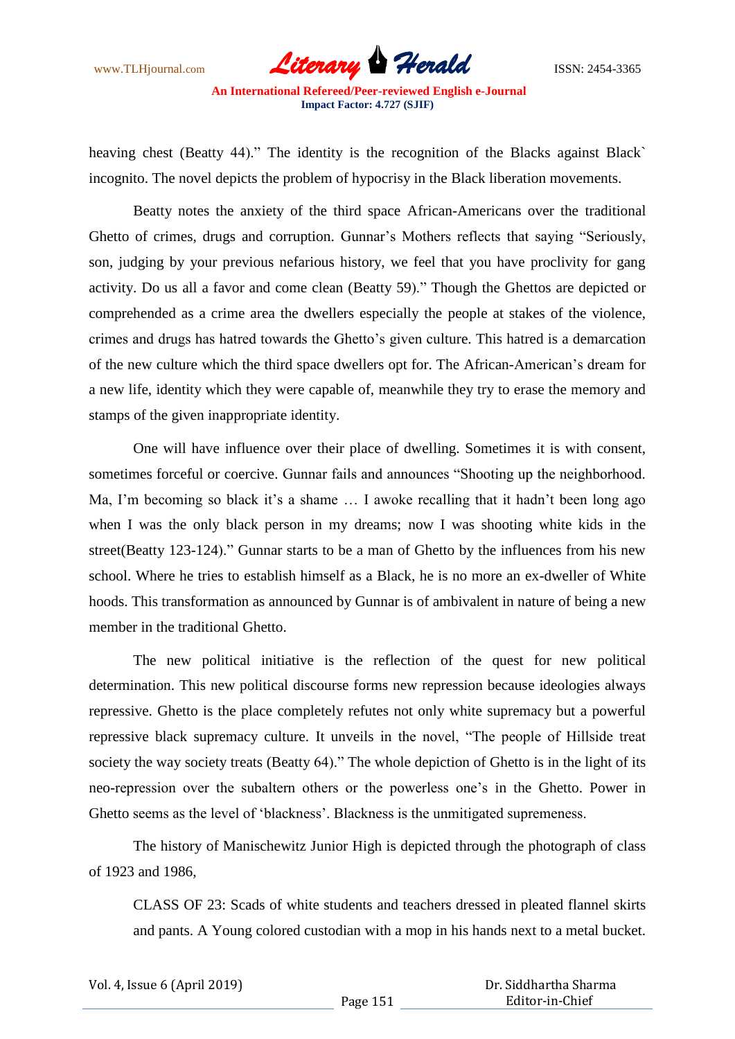heaving chest (Beatty 44)." The identity is the recognition of the Blacks against Black` incognito. The novel depicts the problem of hypocrisy in the Black liberation movements.

Beatty notes the anxiety of the third space African-Americans over the traditional Ghetto of crimes, drugs and corruption. Gunnar's Mothers reflects that saying "Seriously, son, judging by your previous nefarious history, we feel that you have proclivity for gang activity. Do us all a favor and come clean (Beatty 59)." Though the Ghettos are depicted or comprehended as a crime area the dwellers especially the people at stakes of the violence, crimes and drugs has hatred towards the Ghetto's given culture. This hatred is a demarcation of the new culture which the third space dwellers opt for. The African-American's dream for a new life, identity which they were capable of, meanwhile they try to erase the memory and stamps of the given inappropriate identity.

One will have influence over their place of dwelling. Sometimes it is with consent, sometimes forceful or coercive. Gunnar fails and announces "Shooting up the neighborhood. Ma, I'm becoming so black it's a shame … I awoke recalling that it hadn't been long ago when I was the only black person in my dreams; now I was shooting white kids in the street(Beatty 123-124)." Gunnar starts to be a man of Ghetto by the influences from his new school. Where he tries to establish himself as a Black, he is no more an ex-dweller of White hoods. This transformation as announced by Gunnar is of ambivalent in nature of being a new member in the traditional Ghetto.

The new political initiative is the reflection of the quest for new political determination. This new political discourse forms new repression because ideologies always repressive. Ghetto is the place completely refutes not only white supremacy but a powerful repressive black supremacy culture. It unveils in the novel, "The people of Hillside treat society the way society treats (Beatty 64)." The whole depiction of Ghetto is in the light of its neo-repression over the subaltern others or the powerless one's in the Ghetto. Power in Ghetto seems as the level of 'blackness'. Blackness is the unmitigated supremeness.

The history of Manischewitz Junior High is depicted through the photograph of class of 1923 and 1986,

> CLASS OF 23: Scads of white students and teachers dressed in pleated flannel skirts and pants. A Young colored custodian with a mop in his hands next to a metal bucket.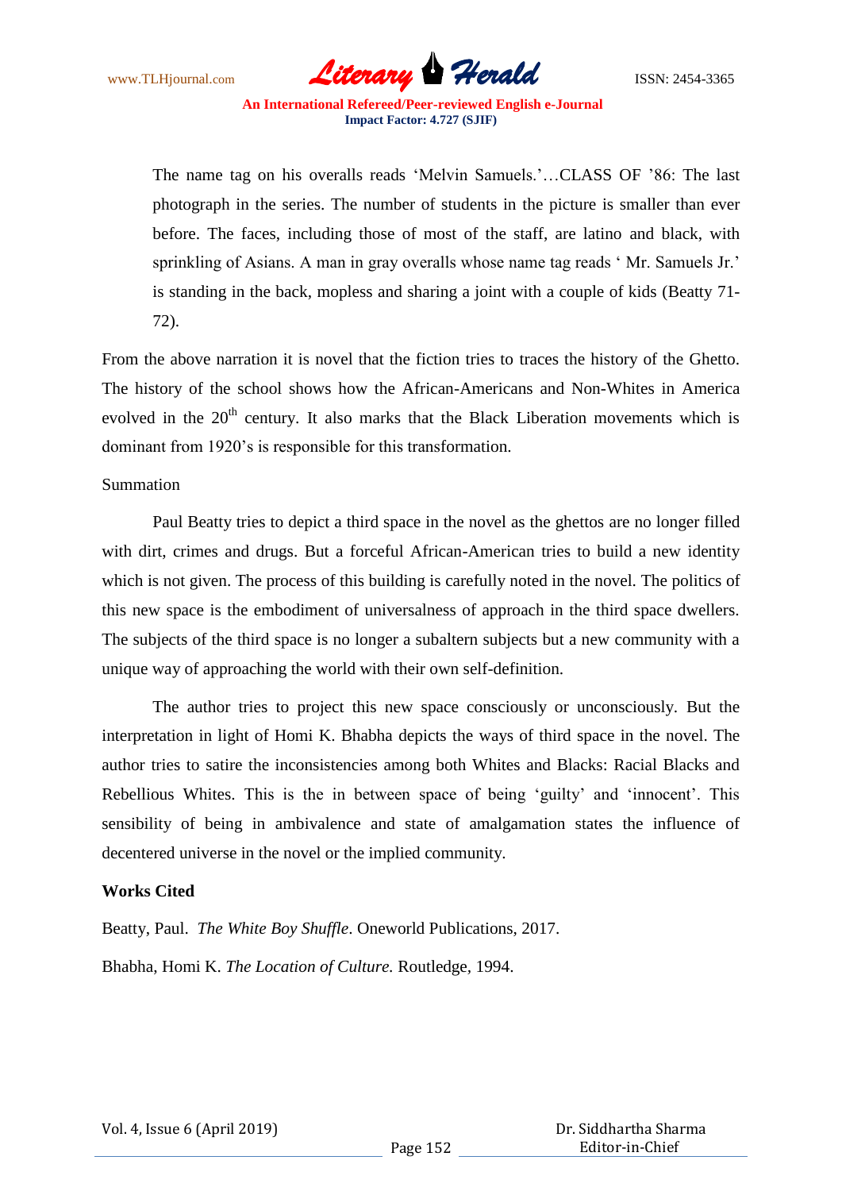> The name tag on his overalls reads 'Melvin Samuels.'…CLASS OF '86: The last photograph in the series. The number of students in the picture is smaller than ever before. The faces, including those of most of the staff, are latino and black, with sprinkling of Asians. A man in gray overalls whose name tag reads ' Mr. Samuels Jr.' is standing in the back, mopless and sharing a joint with a couple of kids (Beatty 71-72).

From the above narration it is novel that the fiction tries to traces the history of the Ghetto. The history of the school shows how the African-Americans and Non-Whites in America evolved in the 20th century. It also marks that the Black Liberation movements which is dominant from 1920's is responsible for this transformation.

Summation

Paul Beatty tries to depict a third space in the novel as the ghettos are no longer filled with dirt, crimes and drugs. But a forceful African-American tries to build a new identity which is not given. The process of this building is carefully noted in the novel. The politics of this new space is the embodiment of universalness of approach in the third space dwellers. The subjects of the third space is no longer a subaltern subjects but a new community with a unique way of approaching the world with their own self-definition.

The author tries to project this new space consciously or unconsciously. But the interpretation in light of Homi K. Bhabha depicts the ways of third space in the novel. The author tries to satire the inconsistencies among both Whites and Blacks: Racial Blacks and Rebellious Whites. This is the in between space of being 'guilty' and 'innocent'. This sensibility of being in ambivalence and state of amalgamation states the influence of decentered universe in the novel or the implied community.

**Works Cited**

Beatty, Paul. *The White Boy Shuffle*. Oneworld Publications, 2017.

Bhabha, Homi K. *The Location of Culture.* Routledge, 1994.